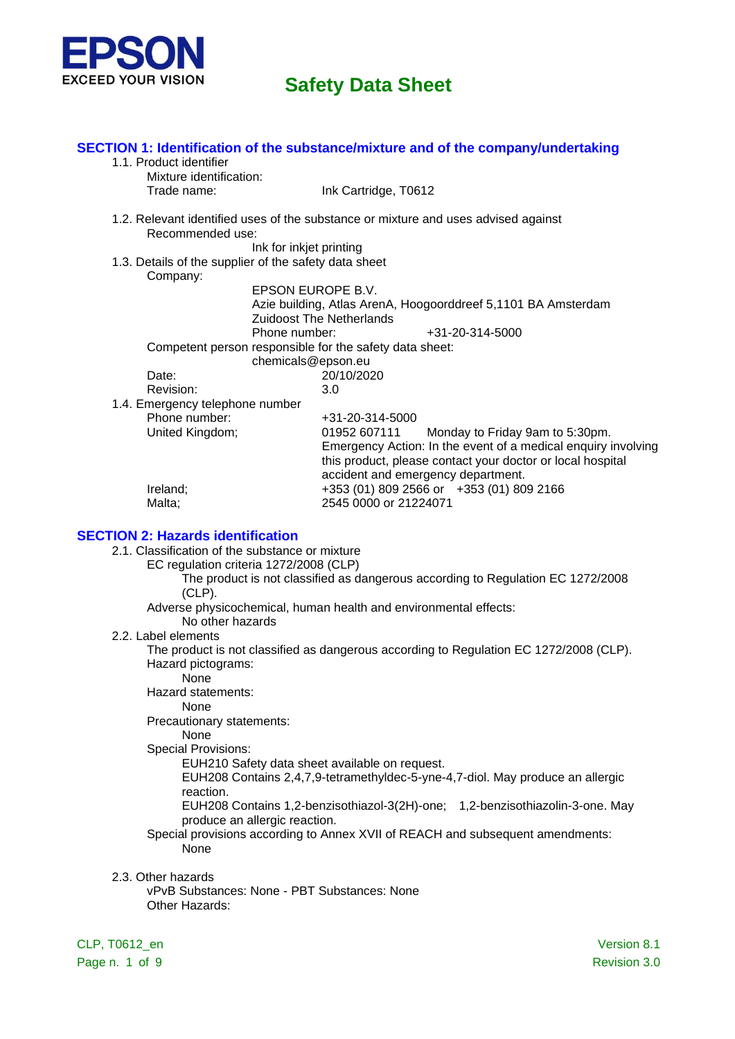EPSON
EXCEED YOUR VISION

# Safety Data Sheet

## SECTION 1: Identification of the substance/mixture and of the company/undertaking

1.1. Product identifier

Mixture identification:

Trade name: Ink Cartridge, T0612

1.2. Relevant identified uses of the substance or mixture and uses advised against

Recommended use:

Ink for inkjet printing

1.3. Details of the supplier of the safety data sheet

Company:

EPSON EUROPE B.V.
Azie building, Atlas ArenA, Hoogoorddreef 5,1101 BA Amsterdam
Zuidoost The Netherlands
Phone number: +31-20-314-5000

Competent person responsible for the safety data sheet:

chemicals@epson.eu

Date: 20/10/2020

Revision: 3.0

1.4. Emergency telephone number

Phone number: +31-20-314-5000

United Kingdom; 01952 607111 Monday to Friday 9am to 5:30pm.
Emergency Action: In the event of a medical enquiry involving this product, please contact your doctor or local hospital accident and emergency department.

Ireland; +353 (01) 809 2566 or +353 (01) 809 2166

Malta; 2545 0000 or 21224071

## SECTION 2: Hazards identification

2.1. Classification of the substance or mixture

EC regulation criteria 1272/2008 (CLP)

The product is not classified as dangerous according to Regulation EC 1272/2008 (CLP).

Adverse physicochemical, human health and environmental effects:

No other hazards

2.2. Label elements

The product is not classified as dangerous according to Regulation EC 1272/2008 (CLP).

Hazard pictograms:

None

Hazard statements:

None

Precautionary statements:

None

Special Provisions:

EUH210 Safety data sheet available on request.

EUH208 Contains 2,4,7,9-tetramethyldec-5-yne-4,7-diol. May produce an allergic reaction.

EUH208 Contains 1,2-benzisothiazol-3(2H)-one; 1,2-benzisothiazolin-3-one. May produce an allergic reaction.

Special provisions according to Annex XVII of REACH and subsequent amendments:

None

2.3. Other hazards

vPvB Substances: None - PBT Substances: None

Other Hazards: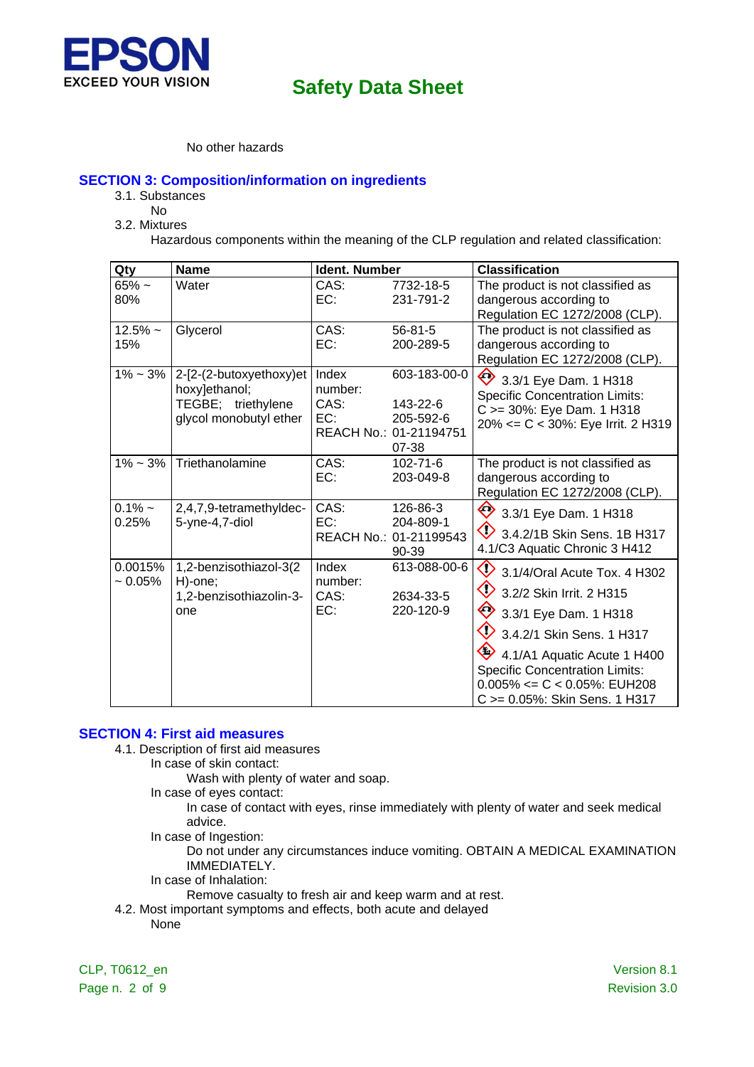No other hazards

## SECTION 3: Composition/information on ingredients

3.1. Substances

No

3.2. Mixtures

Hazardous components within the meaning of the CLP regulation and related classification:

| Qty | Name | Ident. Number | | Classification |
|---|---|---|---|---|
| 65% ~ 80% | Water | CAS:<br>EC: | 7732-18-5<br>231-791-2 | The product is not classified as dangerous according to Regulation EC 1272/2008 (CLP). |
| 12.5% ~ 15% | Glycerol | CAS:<br>EC: | 56-81-5<br>200-289-5 | The product is not classified as dangerous according to Regulation EC 1272/2008 (CLP). |
| 1% ~ 3% | 2-[2-(2-butoxyethoxy)ethoxy]ethanol; TEGBE; triethylene glycol monobutyl ether | Index number:<br>CAS:<br>EC:<br>REACH No.: | 603-183-00-0<br>143-22-6<br>205-592-6<br>01-2119475107-38 | 3.3/1 Eye Dam. 1 H318<br>Specific Concentration Limits:<br>C >= 30%: Eye Dam. 1 H318<br>20% <= C < 30%: Eye Irrit. 2 H319 |
| 1% ~ 3% | Triethanolamine | CAS:<br>EC: | 102-71-6<br>203-049-8 | The product is not classified as dangerous according to Regulation EC 1272/2008 (CLP). |
| 0.1% ~ 0.25% | 2,4,7,9-tetramethyldec-5-yne-4,7-diol | CAS:<br>EC:<br>REACH No.: | 126-86-3<br>204-809-1<br>01-2119954390-39 | 3.3/1 Eye Dam. 1 H318<br>3.4.2/1B Skin Sens. 1B H317<br>4.1/C3 Aquatic Chronic 3 H412 |
| 0.0015% ~ 0.05% | 1,2-benzisothiazol-3(2H)-one; 1,2-benzisothiazolin-3-one | Index number:<br>CAS:<br>EC: | 613-088-00-6<br>2634-33-5<br>220-120-9 | 3.1/4/Oral Acute Tox. 4 H302<br>3.2/2 Skin Irrit. 2 H315<br>3.3/1 Eye Dam. 1 H318<br>3.4.2/1 Skin Sens. 1 H317<br>4.1/A1 Aquatic Acute 1 H400<br>Specific Concentration Limits:<br>0.005% <= C < 0.05%: EUH208<br>C >= 0.05%: Skin Sens. 1 H317 |

## SECTION 4: First aid measures

4.1. Description of first aid measures

In case of skin contact:

Wash with plenty of water and soap.

In case of eyes contact:

In case of contact with eyes, rinse immediately with plenty of water and seek medical advice.

In case of Ingestion:

Do not under any circumstances induce vomiting. OBTAIN A MEDICAL EXAMINATION IMMEDIATELY.

In case of Inhalation:

Remove casualty to fresh air and keep warm and at rest.

4.2. Most important symptoms and effects, both acute and delayed

None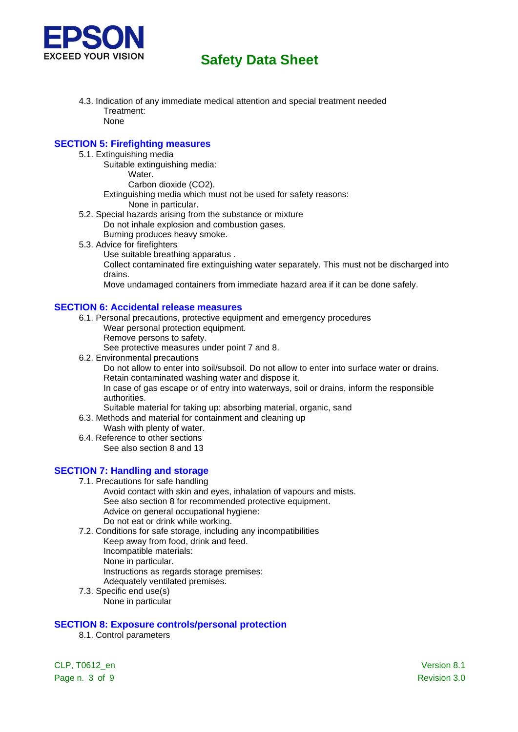4.3. Indication of any immediate medical attention and special treatment needed

Treatment:

None

## SECTION 5: Firefighting measures

5.1. Extinguishing media

Suitable extinguishing media:

Water.

Carbon dioxide ($CO_2$).

Extinguishing media which must not be used for safety reasons:

None in particular.

5.2. Special hazards arising from the substance or mixture

Do not inhale explosion and combustion gases.

Burning produces heavy smoke.

5.3. Advice for firefighters

Use suitable breathing apparatus .

Collect contaminated fire extinguishing water separately. This must not be discharged into drains.

Move undamaged containers from immediate hazard area if it can be done safely.

## SECTION 6: Accidental release measures

6.1. Personal precautions, protective equipment and emergency procedures

Wear personal protection equipment.

Remove persons to safety.

See protective measures under point 7 and 8.

6.2. Environmental precautions

Do not allow to enter into soil/subsoil. Do not allow to enter into surface water or drains.

Retain contaminated washing water and dispose it.

In case of gas escape or of entry into waterways, soil or drains, inform the responsible authorities.

Suitable material for taking up: absorbing material, organic, sand

6.3. Methods and material for containment and cleaning up

Wash with plenty of water.

6.4. Reference to other sections

See also section 8 and 13

## SECTION 7: Handling and storage

7.1. Precautions for safe handling

Avoid contact with skin and eyes, inhalation of vapours and mists.

See also section 8 for recommended protective equipment.

Advice on general occupational hygiene:

Do not eat or drink while working.

7.2. Conditions for safe storage, including any incompatibilities

Keep away from food, drink and feed.

Incompatible materials:

None in particular.

Instructions as regards storage premises:

Adequately ventilated premises.

7.3. Specific end use(s)

None in particular

## SECTION 8: Exposure controls/personal protection

8.1. Control parameters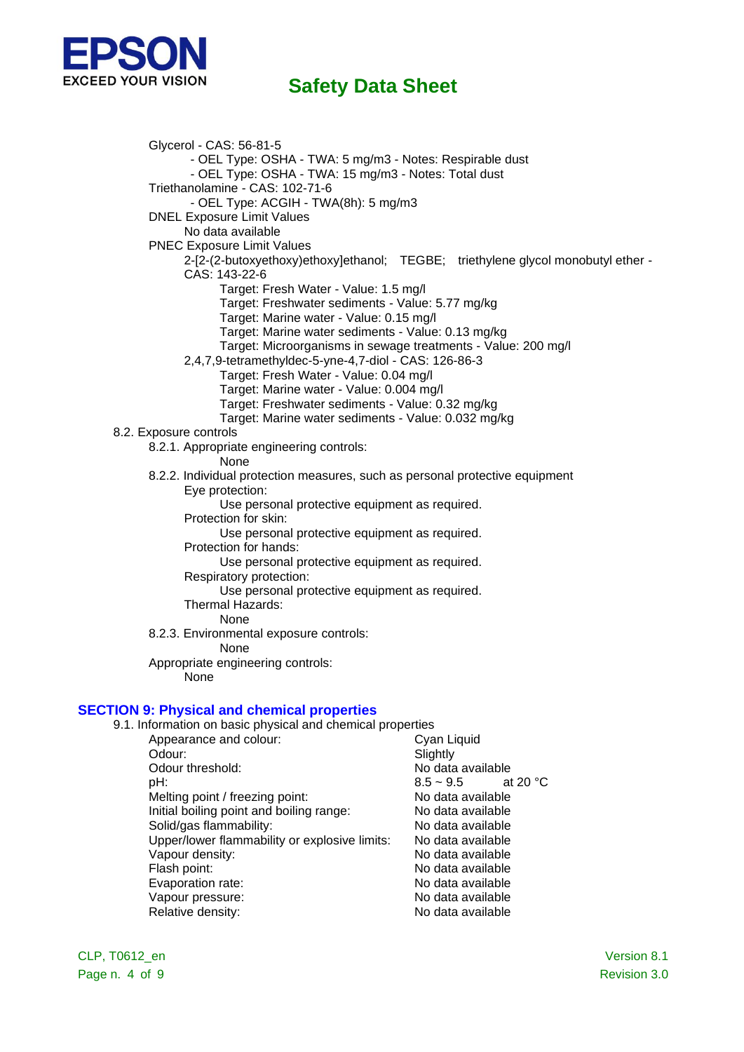Glycerol - CAS: 56-81-5
- OEL Type: OSHA - TWA: 5 mg/m3 - Notes: Respirable dust
- OEL Type: OSHA - TWA: 15 mg/m3 - Notes: Total dust

Triethanolamine - CAS: 102-71-6
- OEL Type: ACGIH - TWA(8h): 5 mg/m3

DNEL Exposure Limit Values

No data available

PNEC Exposure Limit Values

2-[2-(2-butoxyethoxy)ethoxy]ethanol; TEGBE; triethylene glycol monobutyl ether - CAS: 143-22-6

Target: Fresh Water - Value: 1.5 mg/l
Target: Freshwater sediments - Value: 5.77 mg/kg
Target: Marine water - Value: 0.15 mg/l
Target: Marine water sediments - Value: 0.13 mg/kg
Target: Microorganisms in sewage treatments - Value: 200 mg/l

2,4,7,9-tetramethyldec-5-yne-4,7-diol - CAS: 126-86-3

Target: Fresh Water - Value: 0.04 mg/l
Target: Marine water - Value: 0.004 mg/l
Target: Freshwater sediments - Value: 0.32 mg/kg
Target: Marine water sediments - Value: 0.032 mg/kg

8.2. Exposure controls

8.2.1. Appropriate engineering controls:

None

8.2.2. Individual protection measures, such as personal protective equipment

Eye protection:

Use personal protective equipment as required.

Protection for skin:

Use personal protective equipment as required.

Protection for hands:

Use personal protective equipment as required.

Respiratory protection:

Use personal protective equipment as required.

Thermal Hazards:

None

8.2.3. Environmental exposure controls:

None

Appropriate engineering controls:

None

## SECTION 9: Physical and chemical properties

9.1. Information on basic physical and chemical properties

| | |
|---|---|
| Appearance and colour: | Cyan Liquid |
| Odour: | Slightly |
| Odour threshold: | No data available |
| pH: | 8.5 ~ 9.5 at 20 °C |
| Melting point / freezing point: | No data available |
| Initial boiling point and boiling range: | No data available |
| Solid/gas flammability: | No data available |
| Upper/lower flammability or explosive limits: | No data available |
| Vapour density: | No data available |
| Flash point: | No data available |
| Evaporation rate: | No data available |
| Vapour pressure: | No data available |
| Relative density: | No data available |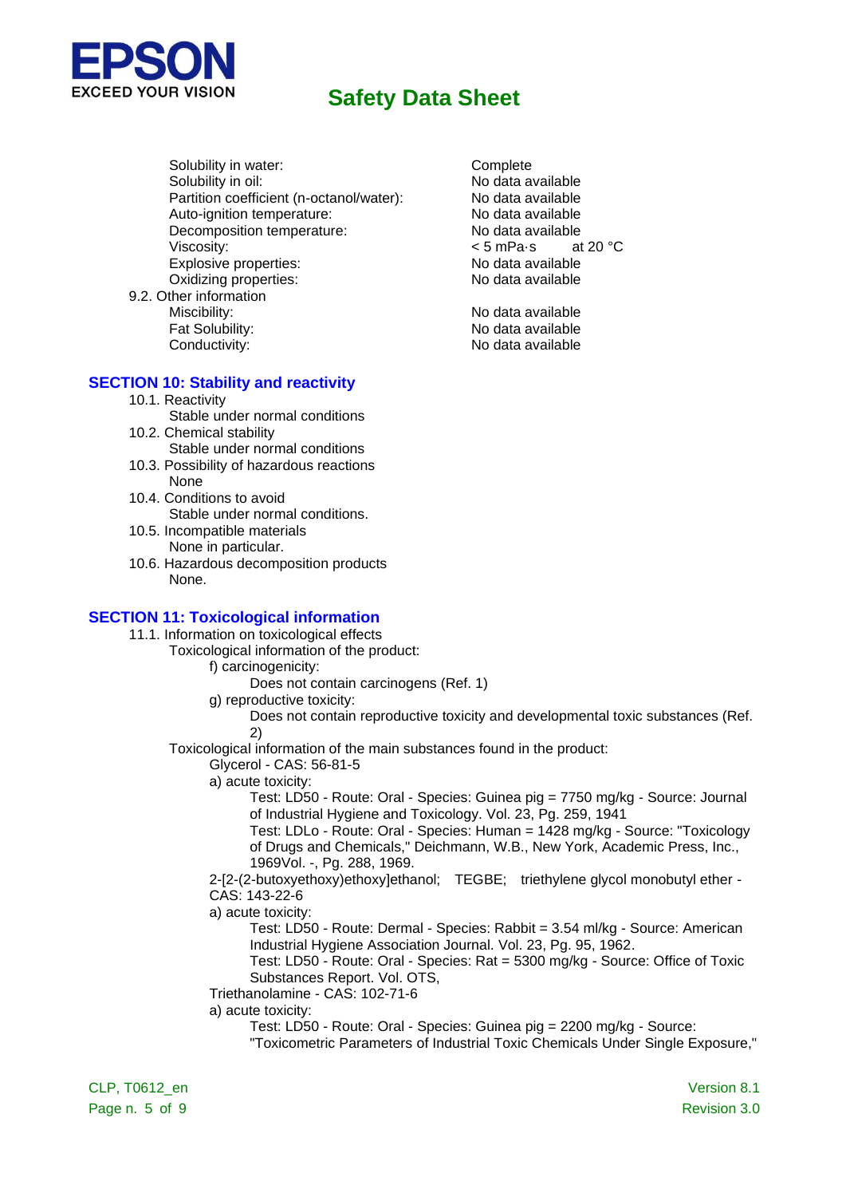| | |
|---|---|
| Solubility in water: | Complete |
| Solubility in oil: | No data available |
| Partition coefficient (n-octanol/water): | No data available |
| Auto-ignition temperature: | No data available |
| Decomposition temperature: | No data available |
| Viscosity: | < 5 mPa·s at 20 °C |
| Explosive properties: | No data available |
| Oxidizing properties: | No data available |

9.2. Other information

| | |
|---|---|
| Miscibility: | No data available |
| Fat Solubility: | No data available |
| Conductivity: | No data available |

## SECTION 10: Stability and reactivity

10.1. Reactivity
Stable under normal conditions

10.2. Chemical stability
Stable under normal conditions

10.3. Possibility of hazardous reactions
None

10.4. Conditions to avoid
Stable under normal conditions.

10.5. Incompatible materials
None in particular.

10.6. Hazardous decomposition products
None.

## SECTION 11: Toxicological information

11.1. Information on toxicological effects

Toxicological information of the product:

f) carcinogenicity:
Does not contain carcinogens (Ref. 1)

g) reproductive toxicity:
Does not contain reproductive toxicity and developmental toxic substances (Ref. 2)

Toxicological information of the main substances found in the product:

Glycerol - CAS: 56-81-5

a) acute toxicity:
Test: LD50 - Route: Oral - Species: Guinea pig = 7750 mg/kg - Source: Journal of Industrial Hygiene and Toxicology. Vol. 23, Pg. 259, 1941
Test: LDLo - Route: Oral - Species: Human = 1428 mg/kg - Source: "Toxicology of Drugs and Chemicals," Deichmann, W.B., New York, Academic Press, Inc., 1969Vol. -, Pg. 288, 1969.

2-[2-(2-butoxyethoxy)ethoxy]ethanol; TEGBE; triethylene glycol monobutyl ether - CAS: 143-22-6

a) acute toxicity:
Test: LD50 - Route: Dermal - Species: Rabbit = 3.54 ml/kg - Source: American Industrial Hygiene Association Journal. Vol. 23, Pg. 95, 1962.
Test: LD50 - Route: Oral - Species: Rat = 5300 mg/kg - Source: Office of Toxic Substances Report. Vol. OTS,

Triethanolamine - CAS: 102-71-6

a) acute toxicity:
Test: LD50 - Route: Oral - Species: Guinea pig = 2200 mg/kg - Source: "Toxicometric Parameters of Industrial Toxic Chemicals Under Single Exposure,"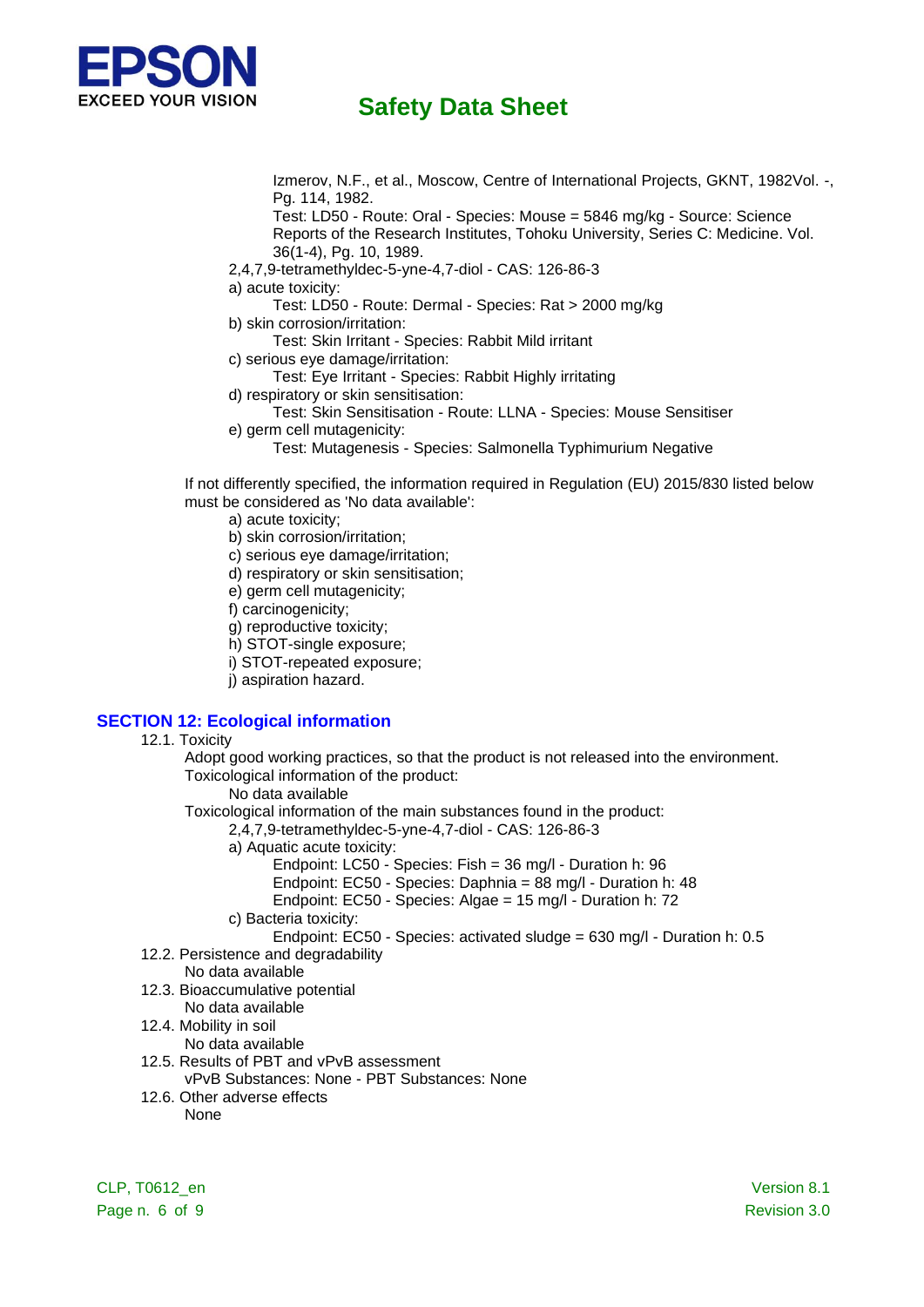Izmerov, N.F., et al., Moscow, Centre of International Projects, GKNT, 1982Vol. -, Pg. 114, 1982.
Test: LD50 - Route: Oral - Species: Mouse = 5846 mg/kg - Source: Science Reports of the Research Institutes, Tohoku University, Series C: Medicine. Vol. 36(1-4), Pg. 10, 1989.

2,4,7,9-tetramethyldec-5-yne-4,7-diol - CAS: 126-86-3

a) acute toxicity:
    Test: LD50 - Route: Dermal - Species: Rat > 2000 mg/kg

b) skin corrosion/irritation:
    Test: Skin Irritant - Species: Rabbit Mild irritant

c) serious eye damage/irritation:
    Test: Eye Irritant - Species: Rabbit Highly irritating

d) respiratory or skin sensitisation:
    Test: Skin Sensitisation - Route: LLNA - Species: Mouse Sensitiser

e) germ cell mutagenicity:
    Test: Mutagenesis - Species: Salmonella Typhimurium Negative

If not differently specified, the information required in Regulation (EU) 2015/830 listed below must be considered as 'No data available':

a) acute toxicity;
b) skin corrosion/irritation;
c) serious eye damage/irritation;
d) respiratory or skin sensitisation;
e) germ cell mutagenicity;
f) carcinogenicity;
g) reproductive toxicity;
h) STOT-single exposure;
i) STOT-repeated exposure;
j) aspiration hazard.

## SECTION 12: Ecological information

12.1. Toxicity

Adopt good working practices, so that the product is not released into the environment.

Toxicological information of the product:
    No data available

Toxicological information of the main substances found in the product:

2,4,7,9-tetramethyldec-5-yne-4,7-diol - CAS: 126-86-3

a) Aquatic acute toxicity:
    Endpoint: LC50 - Species: Fish = 36 mg/l - Duration h: 96
    Endpoint: EC50 - Species: Daphnia = 88 mg/l - Duration h: 48
    Endpoint: EC50 - Species: Algae = 15 mg/l - Duration h: 72

c) Bacteria toxicity:
    Endpoint: EC50 - Species: activated sludge = 630 mg/l - Duration h: 0.5

12.2. Persistence and degradability
    No data available

12.3. Bioaccumulative potential
    No data available

12.4. Mobility in soil
    No data available

12.5. Results of PBT and vPvB assessment
    vPvB Substances: None - PBT Substances: None

12.6. Other adverse effects
    None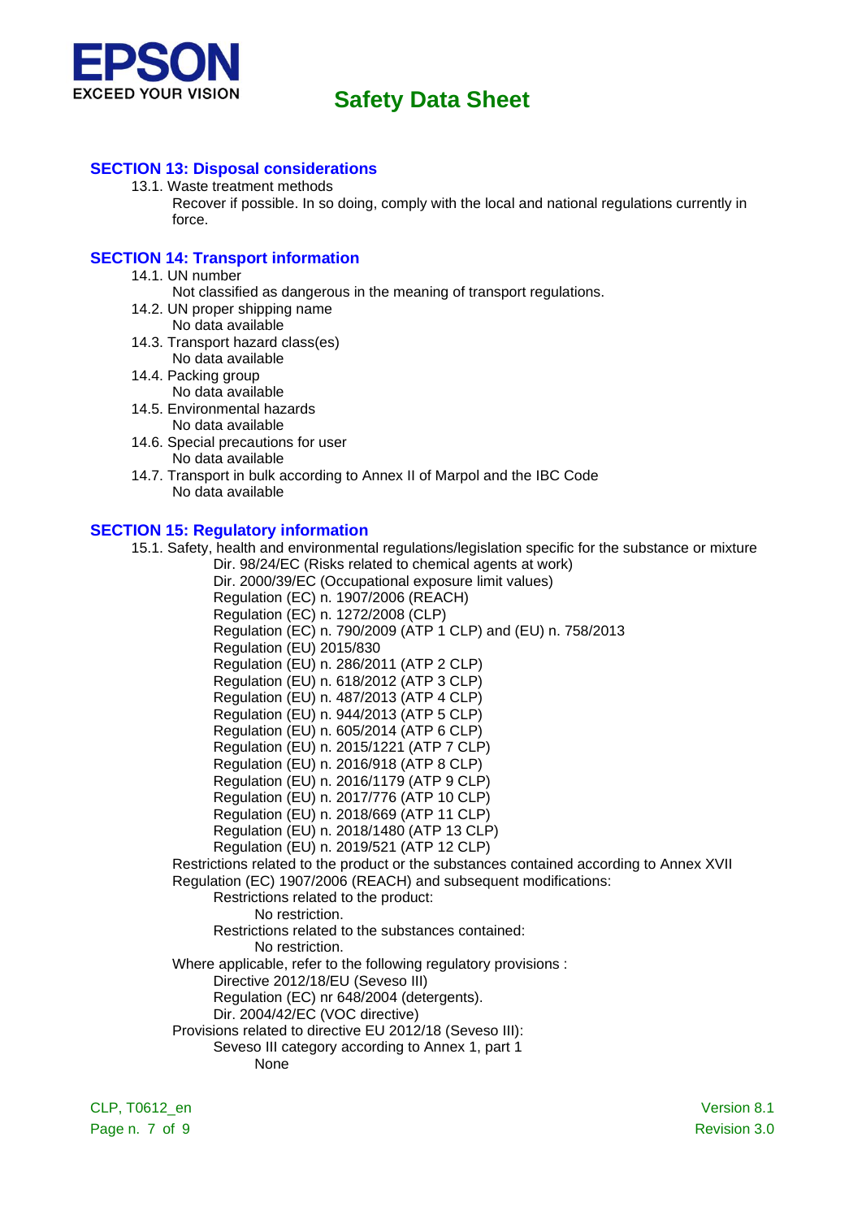## SECTION 13: Disposal considerations

13.1. Waste treatment methods

Recover if possible. In so doing, comply with the local and national regulations currently in force.

## SECTION 14: Transport information

14.1. UN number

Not classified as dangerous in the meaning of transport regulations.

14.2. UN proper shipping name

No data available

14.3. Transport hazard class(es)

No data available

14.4. Packing group

No data available

14.5. Environmental hazards

No data available

14.6. Special precautions for user

No data available

14.7. Transport in bulk according to Annex II of Marpol and the IBC Code

No data available

## SECTION 15: Regulatory information

15.1. Safety, health and environmental regulations/legislation specific for the substance or mixture

- Dir. 98/24/EC (Risks related to chemical agents at work)
- Dir. 2000/39/EC (Occupational exposure limit values)
- Regulation (EC) n. 1907/2006 (REACH)
- Regulation (EC) n. 1272/2008 (CLP)
- Regulation (EC) n. 790/2009 (ATP 1 CLP) and (EU) n. 758/2013
- Regulation (EU) 2015/830
- Regulation (EU) n. 286/2011 (ATP 2 CLP)
- Regulation (EU) n. 618/2012 (ATP 3 CLP)
- Regulation (EU) n. 487/2013 (ATP 4 CLP)
- Regulation (EU) n. 944/2013 (ATP 5 CLP)
- Regulation (EU) n. 605/2014 (ATP 6 CLP)
- Regulation (EU) n. 2015/1221 (ATP 7 CLP)
- Regulation (EU) n. 2016/918 (ATP 8 CLP)
- Regulation (EU) n. 2016/1179 (ATP 9 CLP)
- Regulation (EU) n. 2017/776 (ATP 10 CLP)
- Regulation (EU) n. 2018/669 (ATP 11 CLP)
- Regulation (EU) n. 2018/1480 (ATP 13 CLP)
- Regulation (EU) n. 2019/521 (ATP 12 CLP)

Restrictions related to the product or the substances contained according to Annex XVII Regulation (EC) 1907/2006 (REACH) and subsequent modifications:

Restrictions related to the product:

No restriction.

Restrictions related to the substances contained:

No restriction.

Where applicable, refer to the following regulatory provisions :

- Directive 2012/18/EU (Seveso III)
- Regulation (EC) nr 648/2004 (detergents).
- Dir. 2004/42/EC (VOC directive)

Provisions related to directive EU 2012/18 (Seveso III):

Seveso III category according to Annex 1, part 1

None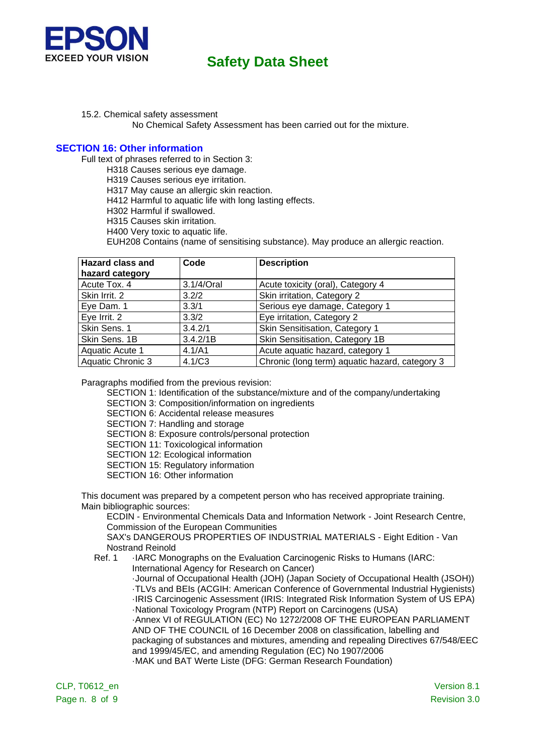15.2. Chemical safety assessment

No Chemical Safety Assessment has been carried out for the mixture.

## SECTION 16: Other information

Full text of phrases referred to in Section 3:

H318 Causes serious eye damage.
H319 Causes serious eye irritation.
H317 May cause an allergic skin reaction.
H412 Harmful to aquatic life with long lasting effects.
H302 Harmful if swallowed.
H315 Causes skin irritation.
H400 Very toxic to aquatic life.
EUH208 Contains (name of sensitising substance). May produce an allergic reaction.

| Hazard class and hazard category | Code | Description |
|---|---|---|
| Acute Tox. 4 | 3.1/4/Oral | Acute toxicity (oral), Category 4 |
| Skin Irrit. 2 | 3.2/2 | Skin irritation, Category 2 |
| Eye Dam. 1 | 3.3/1 | Serious eye damage, Category 1 |
| Eye Irrit. 2 | 3.3/2 | Eye irritation, Category 2 |
| Skin Sens. 1 | 3.4.2/1 | Skin Sensitisation, Category 1 |
| Skin Sens. 1B | 3.4.2/1B | Skin Sensitisation, Category 1B |
| Aquatic Acute 1 | 4.1/A1 | Acute aquatic hazard, category 1 |
| Aquatic Chronic 3 | 4.1/C3 | Chronic (long term) aquatic hazard, category 3 |

Paragraphs modified from the previous revision:

SECTION 1: Identification of the substance/mixture and of the company/undertaking
SECTION 3: Composition/information on ingredients
SECTION 6: Accidental release measures
SECTION 7: Handling and storage
SECTION 8: Exposure controls/personal protection
SECTION 11: Toxicological information
SECTION 12: Ecological information
SECTION 15: Regulatory information
SECTION 16: Other information

This document was prepared by a competent person who has received appropriate training.
Main bibliographic sources:

ECDIN - Environmental Chemicals Data and Information Network - Joint Research Centre, Commission of the European Communities
SAX's DANGEROUS PROPERTIES OF INDUSTRIAL MATERIALS - Eight Edition - Van Nostrand Reinold

Ref. 1 ·IARC Monographs on the Evaluation Carcinogenic Risks to Humans (IARC: International Agency for Research on Cancer)
·Journal of Occupational Health (JOH) (Japan Society of Occupational Health (JSOH))
·TLVs and BEIs (ACGIH: American Conference of Governmental Industrial Hygienists)
·IRIS Carcinogenic Assessment (IRIS: Integrated Risk Information System of US EPA)
·National Toxicology Program (NTP) Report on Carcinogens (USA)
·Annex VI of REGULATION (EC) No 1272/2008 OF THE EUROPEAN PARLIAMENT AND OF THE COUNCIL of 16 December 2008 on classification, labelling and packaging of substances and mixtures, amending and repealing Directives 67/548/EEC and 1999/45/EC, and amending Regulation (EC) No 1907/2006
·MAK und BAT Werte Liste (DFG: German Research Foundation)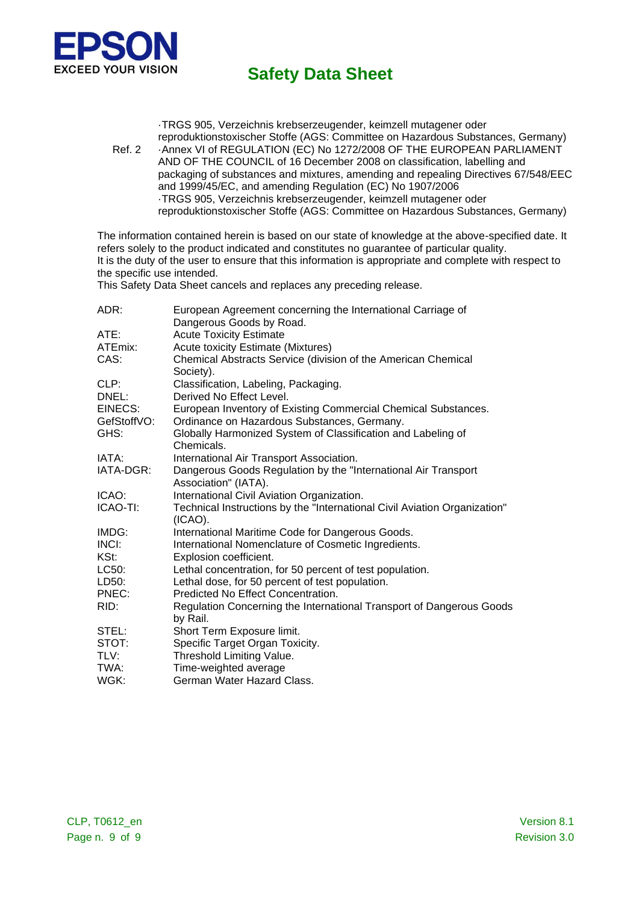·TRGS 905, Verzeichnis krebserzeugender, keimzell mutagener oder reproduktionstoxischer Stoffe (AGS: Committee on Hazardous Substances, Germany)

Ref. 2 ·Annex VI of REGULATION (EC) No 1272/2008 OF THE EUROPEAN PARLIAMENT AND OF THE COUNCIL of 16 December 2008 on classification, labelling and packaging of substances and mixtures, amending and repealing Directives 67/548/EEC and 1999/45/EC, and amending Regulation (EC) No 1907/2006
·TRGS 905, Verzeichnis krebserzeugender, keimzell mutagener oder reproduktionstoxischer Stoffe (AGS: Committee on Hazardous Substances, Germany)

The information contained herein is based on our state of knowledge at the above-specified date. It refers solely to the product indicated and constitutes no guarantee of particular quality.
It is the duty of the user to ensure that this information is appropriate and complete with respect to the specific use intended.
This Safety Data Sheet cancels and replaces any preceding release.

| | |
|---|---|
| ADR: | European Agreement concerning the International Carriage of Dangerous Goods by Road. |
| ATE: | Acute Toxicity Estimate |
| ATEmix: | Acute toxicity Estimate (Mixtures) |
| CAS: | Chemical Abstracts Service (division of the American Chemical Society). |
| CLP: | Classification, Labeling, Packaging. |
| DNEL: | Derived No Effect Level. |
| EINECS: | European Inventory of Existing Commercial Chemical Substances. |
| GefStoffVO: | Ordinance on Hazardous Substances, Germany. |
| GHS: | Globally Harmonized System of Classification and Labeling of Chemicals. |
| IATA: | International Air Transport Association. |
| IATA-DGR: | Dangerous Goods Regulation by the "International Air Transport Association" (IATA). |
| ICAO: | International Civil Aviation Organization. |
| ICAO-TI: | Technical Instructions by the "International Civil Aviation Organization" (ICAO). |
| IMDG: | International Maritime Code for Dangerous Goods. |
| INCI: | International Nomenclature of Cosmetic Ingredients. |
| KSt: | Explosion coefficient. |
| LC50: | Lethal concentration, for 50 percent of test population. |
| LD50: | Lethal dose, for 50 percent of test population. |
| PNEC: | Predicted No Effect Concentration. |
| RID: | Regulation Concerning the International Transport of Dangerous Goods by Rail. |
| STEL: | Short Term Exposure limit. |
| STOT: | Specific Target Organ Toxicity. |
| TLV: | Threshold Limiting Value. |
| TWA: | Time-weighted average |
| WGK: | German Water Hazard Class. |